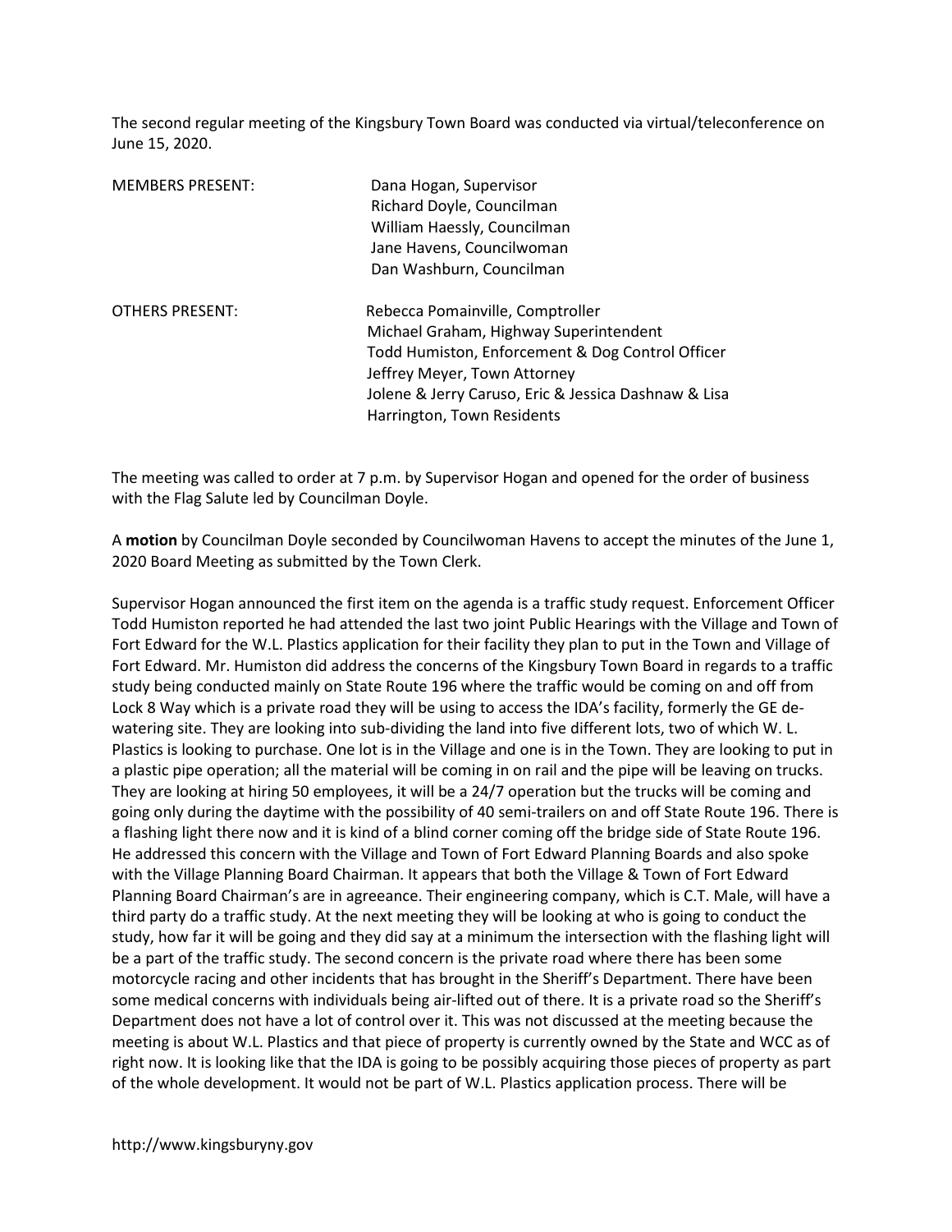The second regular meeting of the Kingsbury Town Board was conducted via virtual/teleconference on June 15, 2020.

| MEMBERS PRESENT: | Dana Hogan, Supervisor |
|---|---|
| | Richard Doyle, Councilman |
| | William Haessly, Councilman |
| | Jane Havens, Councilwoman |
| | Dan Washburn, Councilman |

| OTHERS PRESENT: | Rebecca Pomainville, Comptroller |
|---|---|
| | Michael Graham, Highway Superintendent |
| | Todd Humiston, Enforcement & Dog Control Officer |
| | Jeffrey Meyer, Town Attorney |
| | Jolene & Jerry Caruso, Eric & Jessica Dashnaw & Lisa Harrington, Town Residents |

The meeting was called to order at 7 p.m. by Supervisor Hogan and opened for the order of business with the Flag Salute led by Councilman Doyle.

A **motion** by Councilman Doyle seconded by Councilwoman Havens to accept the minutes of the June 1, 2020 Board Meeting as submitted by the Town Clerk.

Supervisor Hogan announced the first item on the agenda is a traffic study request. Enforcement Officer Todd Humiston reported he had attended the last two joint Public Hearings with the Village and Town of Fort Edward for the W.L. Plastics application for their facility they plan to put in the Town and Village of Fort Edward. Mr. Humiston did address the concerns of the Kingsbury Town Board in regards to a traffic study being conducted mainly on State Route 196 where the traffic would be coming on and off from Lock 8 Way which is a private road they will be using to access the IDA's facility, formerly the GE de-watering site. They are looking into sub-dividing the land into five different lots, two of which W. L. Plastics is looking to purchase. One lot is in the Village and one is in the Town. They are looking to put in a plastic pipe operation; all the material will be coming in on rail and the pipe will be leaving on trucks. They are looking at hiring 50 employees, it will be a 24/7 operation but the trucks will be coming and going only during the daytime with the possibility of 40 semi-trailers on and off State Route 196. There is a flashing light there now and it is kind of a blind corner coming off the bridge side of State Route 196. He addressed this concern with the Village and Town of Fort Edward Planning Boards and also spoke with the Village Planning Board Chairman. It appears that both the Village & Town of Fort Edward Planning Board Chairman's are in agreeance. Their engineering company, which is C.T. Male, will have a third party do a traffic study. At the next meeting they will be looking at who is going to conduct the study, how far it will be going and they did say at a minimum the intersection with the flashing light will be a part of the traffic study. The second concern is the private road where there has been some motorcycle racing and other incidents that has brought in the Sheriff's Department. There have been some medical concerns with individuals being air-lifted out of there. It is a private road so the Sheriff's Department does not have a lot of control over it. This was not discussed at the meeting because the meeting is about W.L. Plastics and that piece of property is currently owned by the State and WCC as of right now. It is looking like that the IDA is going to be possibly acquiring those pieces of property as part of the whole development. It would not be part of W.L. Plastics application process. There will be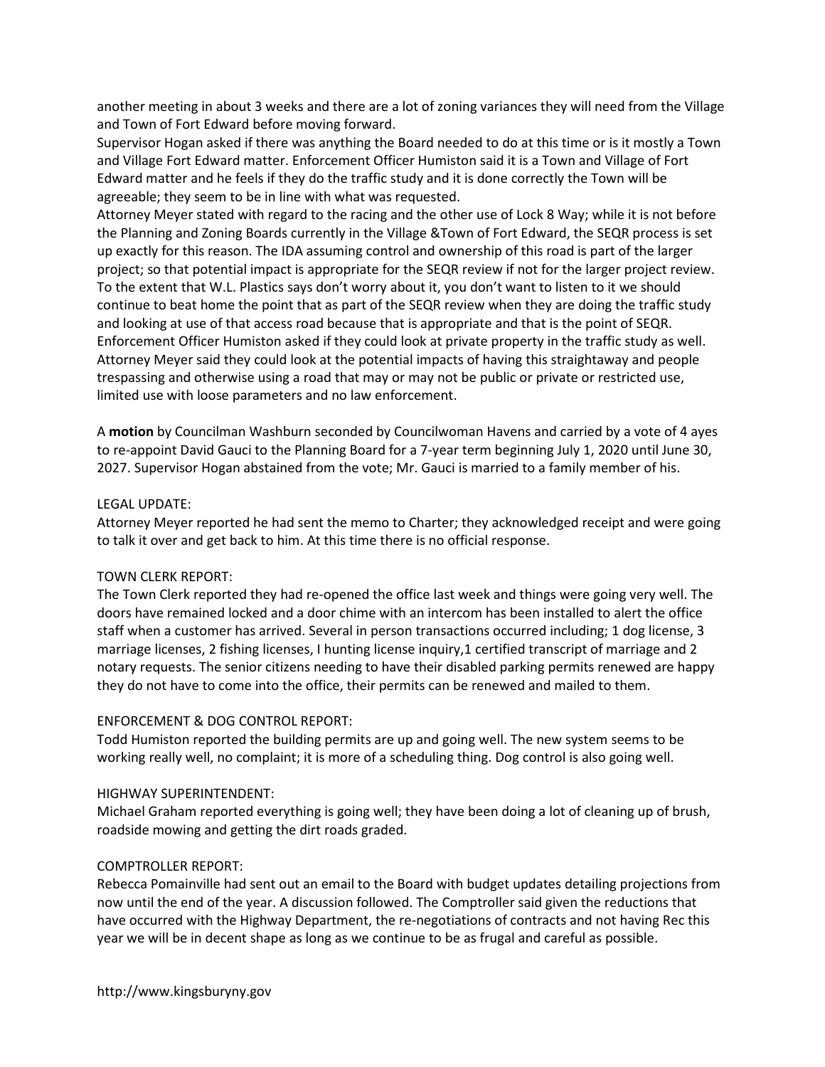another meeting in about 3 weeks and there are a lot of zoning variances they will need from the Village and Town of Fort Edward before moving forward.

Supervisor Hogan asked if there was anything the Board needed to do at this time or is it mostly a Town and Village Fort Edward matter. Enforcement Officer Humiston said it is a Town and Village of Fort Edward matter and he feels if they do the traffic study and it is done correctly the Town will be agreeable; they seem to be in line with what was requested.

Attorney Meyer stated with regard to the racing and the other use of Lock 8 Way; while it is not before the Planning and Zoning Boards currently in the Village &Town of Fort Edward, the SEQR process is set up exactly for this reason. The IDA assuming control and ownership of this road is part of the larger project; so that potential impact is appropriate for the SEQR review if not for the larger project review. To the extent that W.L. Plastics says don't worry about it, you don't want to listen to it we should continue to beat home the point that as part of the SEQR review when they are doing the traffic study and looking at use of that access road because that is appropriate and that is the point of SEQR.

Enforcement Officer Humiston asked if they could look at private property in the traffic study as well. Attorney Meyer said they could look at the potential impacts of having this straightaway and people trespassing and otherwise using a road that may or may not be public or private or restricted use, limited use with loose parameters and no law enforcement.

A **motion** by Councilman Washburn seconded by Councilwoman Havens and carried by a vote of 4 ayes to re-appoint David Gauci to the Planning Board for a 7-year term beginning July 1, 2020 until June 30, 2027. Supervisor Hogan abstained from the vote; Mr. Gauci is married to a family member of his.

LEGAL UPDATE:

Attorney Meyer reported he had sent the memo to Charter; they acknowledged receipt and were going to talk it over and get back to him. At this time there is no official response.

TOWN CLERK REPORT:

The Town Clerk reported they had re-opened the office last week and things were going very well. The doors have remained locked and a door chime with an intercom has been installed to alert the office staff when a customer has arrived. Several in person transactions occurred including; 1 dog license, 3 marriage licenses, 2 fishing licenses, I hunting license inquiry,1 certified transcript of marriage and 2 notary requests. The senior citizens needing to have their disabled parking permits renewed are happy they do not have to come into the office, their permits can be renewed and mailed to them.

ENFORCEMENT & DOG CONTROL REPORT:

Todd Humiston reported the building permits are up and going well. The new system seems to be working really well, no complaint; it is more of a scheduling thing. Dog control is also going well.

HIGHWAY SUPERINTENDENT:

Michael Graham reported everything is going well; they have been doing a lot of cleaning up of brush, roadside mowing and getting the dirt roads graded.

COMPTROLLER REPORT:

Rebecca Pomainville had sent out an email to the Board with budget updates detailing projections from now until the end of the year. A discussion followed. The Comptroller said given the reductions that have occurred with the Highway Department, the re-negotiations of contracts and not having Rec this year we will be in decent shape as long as we continue to be as frugal and careful as possible.

http://www.kingsburyny.gov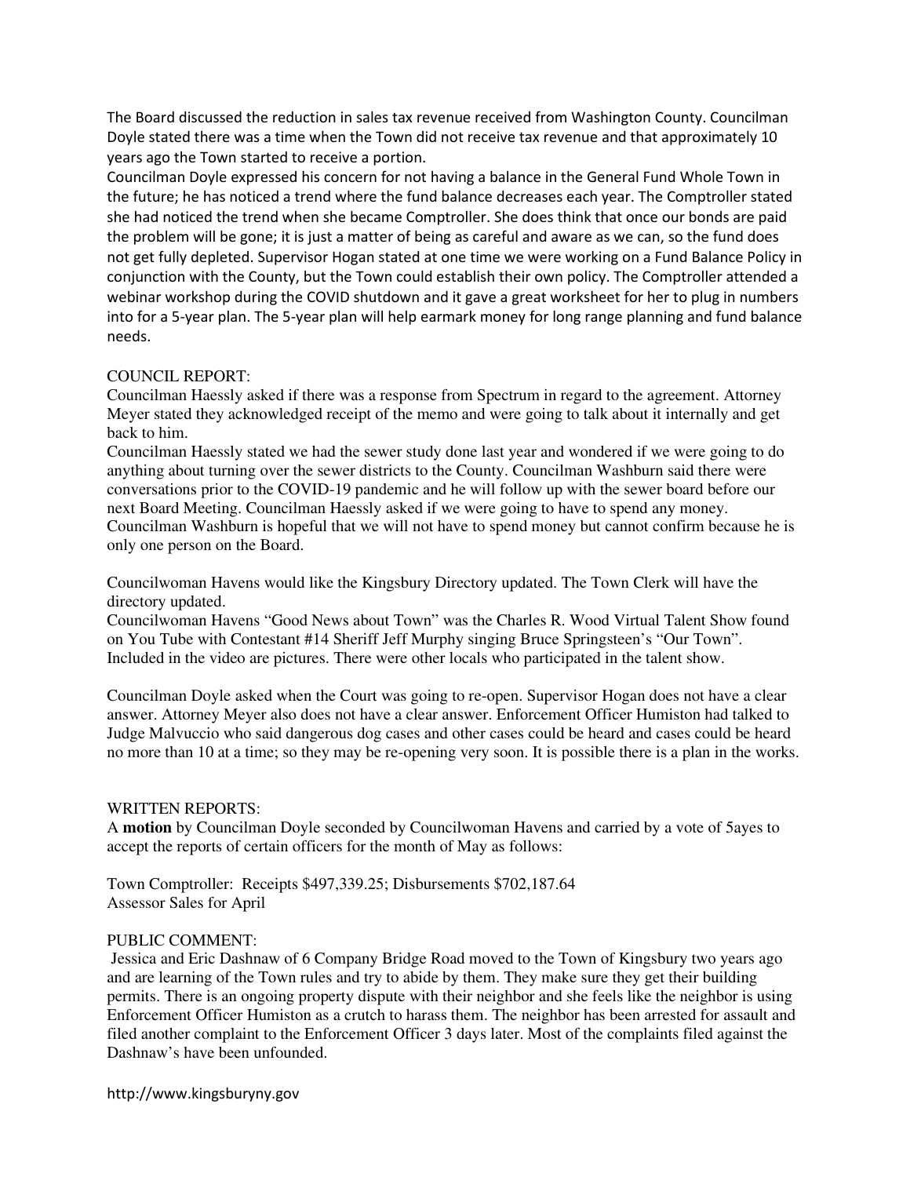The Board discussed the reduction in sales tax revenue received from Washington County. Councilman Doyle stated there was a time when the Town did not receive tax revenue and that approximately 10 years ago the Town started to receive a portion.

Councilman Doyle expressed his concern for not having a balance in the General Fund Whole Town in the future; he has noticed a trend where the fund balance decreases each year. The Comptroller stated she had noticed the trend when she became Comptroller. She does think that once our bonds are paid the problem will be gone; it is just a matter of being as careful and aware as we can, so the fund does not get fully depleted. Supervisor Hogan stated at one time we were working on a Fund Balance Policy in conjunction with the County, but the Town could establish their own policy. The Comptroller attended a webinar workshop during the COVID shutdown and it gave a great worksheet for her to plug in numbers into for a 5-year plan. The 5-year plan will help earmark money for long range planning and fund balance needs.

COUNCIL REPORT:

Councilman Haessly asked if there was a response from Spectrum in regard to the agreement. Attorney Meyer stated they acknowledged receipt of the memo and were going to talk about it internally and get back to him.

Councilman Haessly stated we had the sewer study done last year and wondered if we were going to do anything about turning over the sewer districts to the County. Councilman Washburn said there were conversations prior to the COVID-19 pandemic and he will follow up with the sewer board before our next Board Meeting. Councilman Haessly asked if we were going to have to spend any money. Councilman Washburn is hopeful that we will not have to spend money but cannot confirm because he is only one person on the Board.

Councilwoman Havens would like the Kingsbury Directory updated. The Town Clerk will have the directory updated.

Councilwoman Havens "Good News about Town" was the Charles R. Wood Virtual Talent Show found on You Tube with Contestant #14 Sheriff Jeff Murphy singing Bruce Springsteen's "Our Town". Included in the video are pictures. There were other locals who participated in the talent show.

Councilman Doyle asked when the Court was going to re-open. Supervisor Hogan does not have a clear answer. Attorney Meyer also does not have a clear answer. Enforcement Officer Humiston had talked to Judge Malvuccio who said dangerous dog cases and other cases could be heard and cases could be heard no more than 10 at a time; so they may be re-opening very soon. It is possible there is a plan in the works.

WRITTEN REPORTS:

A **motion** by Councilman Doyle seconded by Councilwoman Havens and carried by a vote of 5ayes to accept the reports of certain officers for the month of May as follows:

Town Comptroller: Receipts $497,339.25; Disbursements $702,187.64
Assessor Sales for April

PUBLIC COMMENT:

Jessica and Eric Dashnaw of 6 Company Bridge Road moved to the Town of Kingsbury two years ago and are learning of the Town rules and try to abide by them. They make sure they get their building permits. There is an ongoing property dispute with their neighbor and she feels like the neighbor is using Enforcement Officer Humiston as a crutch to harass them. The neighbor has been arrested for assault and filed another complaint to the Enforcement Officer 3 days later. Most of the complaints filed against the Dashnaw's have been unfounded.

http://www.kingsburyny.gov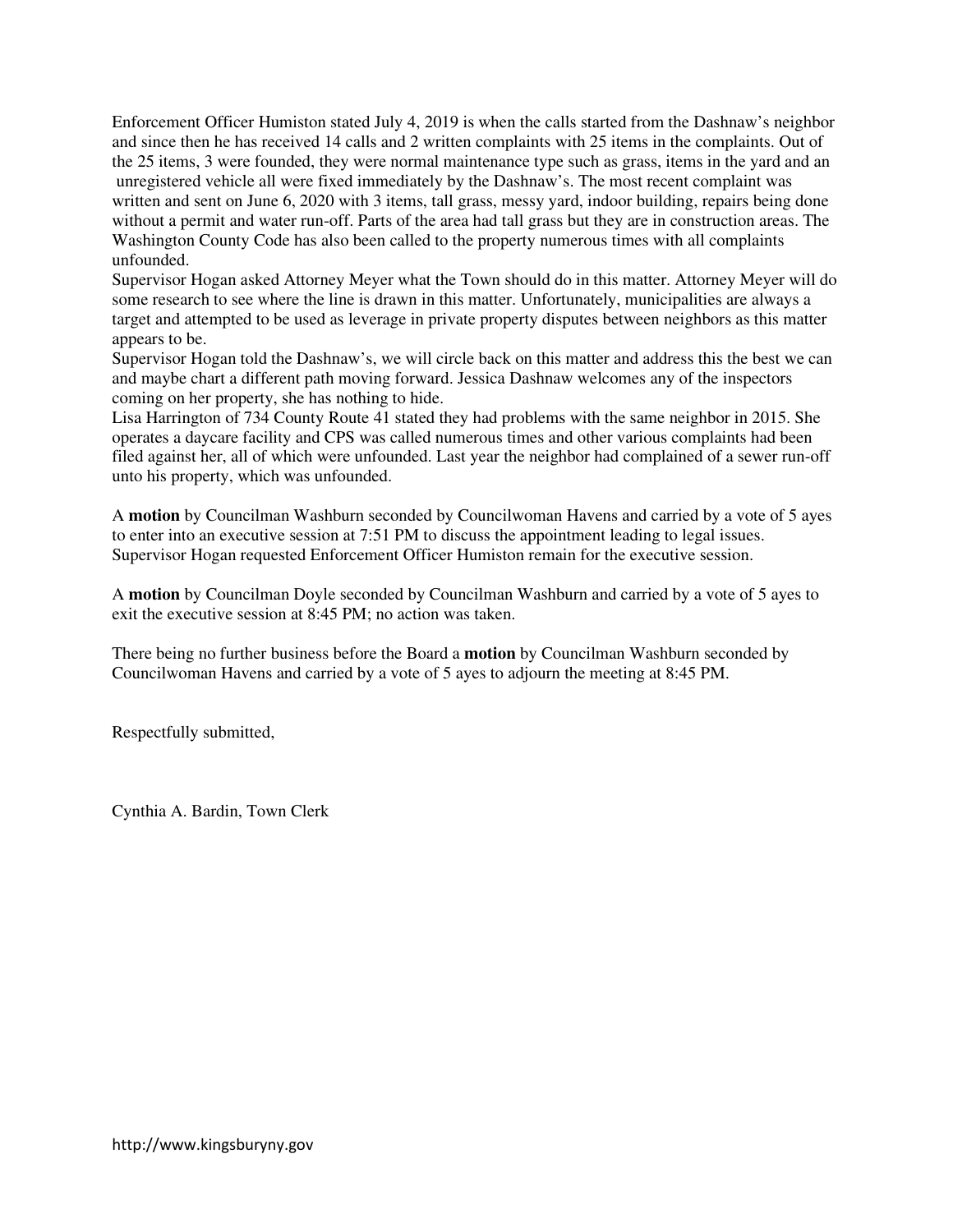Enforcement Officer Humiston stated July 4, 2019 is when the calls started from the Dashnaw's neighbor and since then he has received 14 calls and 2 written complaints with 25 items in the complaints. Out of the 25 items, 3 were founded, they were normal maintenance type such as grass, items in the yard and an unregistered vehicle all were fixed immediately by the Dashnaw's. The most recent complaint was written and sent on June 6, 2020 with 3 items, tall grass, messy yard, indoor building, repairs being done without a permit and water run-off. Parts of the area had tall grass but they are in construction areas. The Washington County Code has also been called to the property numerous times with all complaints unfounded.

Supervisor Hogan asked Attorney Meyer what the Town should do in this matter. Attorney Meyer will do some research to see where the line is drawn in this matter. Unfortunately, municipalities are always a target and attempted to be used as leverage in private property disputes between neighbors as this matter appears to be.

Supervisor Hogan told the Dashnaw's, we will circle back on this matter and address this the best we can and maybe chart a different path moving forward. Jessica Dashnaw welcomes any of the inspectors coming on her property, she has nothing to hide.

Lisa Harrington of 734 County Route 41 stated they had problems with the same neighbor in 2015. She operates a daycare facility and CPS was called numerous times and other various complaints had been filed against her, all of which were unfounded. Last year the neighbor had complained of a sewer run-off unto his property, which was unfounded.

A **motion** by Councilman Washburn seconded by Councilwoman Havens and carried by a vote of 5 ayes to enter into an executive session at 7:51 PM to discuss the appointment leading to legal issues. Supervisor Hogan requested Enforcement Officer Humiston remain for the executive session.

A **motion** by Councilman Doyle seconded by Councilman Washburn and carried by a vote of 5 ayes to exit the executive session at 8:45 PM; no action was taken.

There being no further business before the Board a **motion** by Councilman Washburn seconded by Councilwoman Havens and carried by a vote of 5 ayes to adjourn the meeting at 8:45 PM.

Respectfully submitted,

Cynthia A. Bardin, Town Clerk